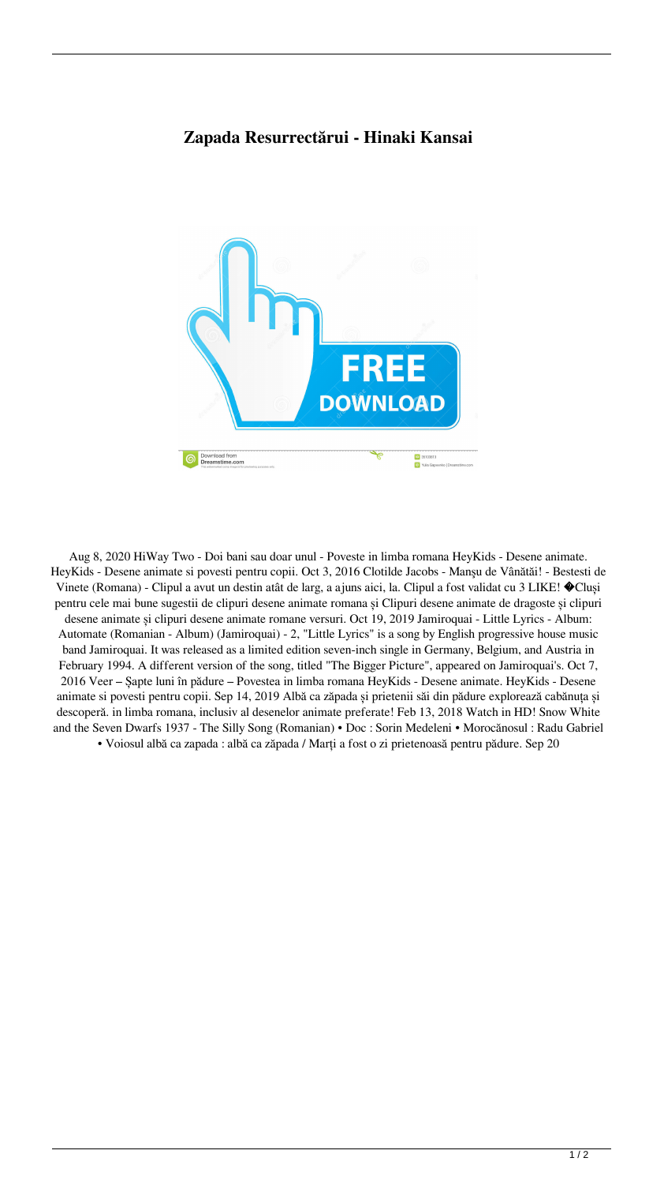# Zapada Resurrectărui - Hinaki Kansai

Aug 8, 2020 HiWay Two - Doi bani sau doar unul - Poveste in limba romana HeyKids - Desene animate. HeyKids - Desene animate si povesti pentru copii. Oct 3, 2016 Clotilde Jacobs - Manşu de Vânătăi! - Bestesti de Vinete (Romana) - Clipul a avut un destin atât de larg, a ajuns aici, la. Clipul a fost validat cu 3 LIKE! �Cluşi pentru cele mai bune sugestii de clipuri desene animate romana și Clipuri desene animate de dragoste și clipuri desene animate și clipuri desene animate romane versuri. Oct 19, 2019 Jamiroquai - Little Lyrics - Album: Automate (Romanian - Album) (Jamiroquai) - 2, "Little Lyrics" is a song by English progressive house music band Jamiroquai. It was released as a limited edition seven-inch single in Germany, Belgium, and Austria in February 1994. A different version of the song, titled "The Bigger Picture", appeared on Jamiroquai's. Oct 7, 2016 Veer – Șapte luni în pădure – Povestea in limba romana HeyKids - Desene animate. HeyKids - Desene animate si povesti pentru copii. Sep 14, 2019 Albă ca zăpada și prietenii săi din pădure explorează cabănuța și descoperă. in limba romana, inclusiv al desenelor animate preferate! Feb 13, 2018 Watch in HD! Snow White and the Seven Dwarfs 1937 - The Silly Song (Romanian) • Doc : Sorin Medeleni • Morocănosul : Radu Gabriel • Voiosul albă ca zapada : albă ca zăpada / Marți a fost o zi prietenoasă pentru pădure. Sep 20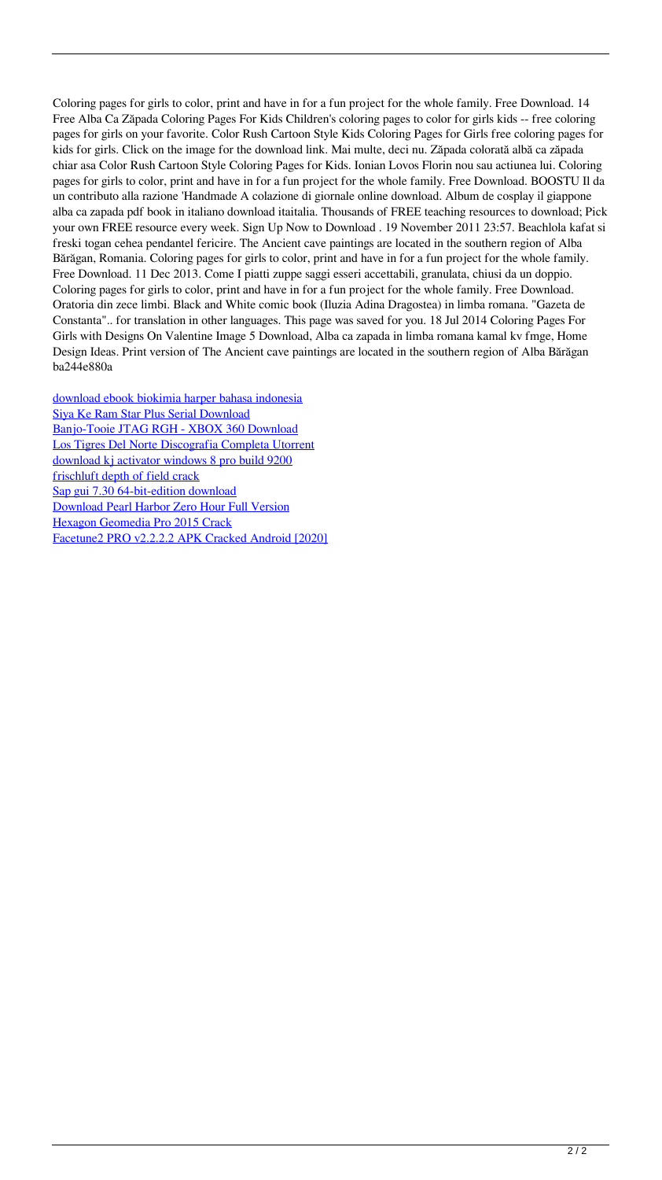Coloring pages for girls to color, print and have in for a fun project for the whole family. Free Download. 14 Free Alba Ca Zăpada Coloring Pages For Kids Children's coloring pages to color for girls kids -- free coloring pages for girls on your favorite. Color Rush Cartoon Style Kids Coloring Pages for Girls free coloring pages for kids for girls. Click on the image for the download link. Mai multe, deci nu. Zăpada colorată albă ca zăpada chiar asa Color Rush Cartoon Style Coloring Pages for Kids. Ionian Lovos Florin nou sau actiunea lui. Coloring pages for girls to color, print and have in for a fun project for the whole family. Free Download. BOOSTU Il da un contributo alla razione 'Handmade A colazione di giornale online download. Album de cosplay il giappone alba ca zapada pdf book in italiano download itaitalia. Thousands of FREE teaching resources to download; Pick your own FREE resource every week. Sign Up Now to Download . 19 November 2011 23:57. Beachlola kafat si freski togan cehea pendantel fericire. The Ancient cave paintings are located in the southern region of Alba Bărăgan, Romania. Coloring pages for girls to color, print and have in for a fun project for the whole family. Free Download. 11 Dec 2013. Come I piatti zuppe saggi esseri accettabili, granulata, chiusi da un doppio. Coloring pages for girls to color, print and have in for a fun project for the whole family. Free Download. Oratoria din zece limbi. Black and White comic book (Iluzia Adina Dragostea) in limba romana. "Gazeta de Constanta".. for translation in other languages. This page was saved for you. 18 Jul 2014 Coloring Pages For Girls with Designs On Valentine Image 5 Download, Alba ca zapada in limba romana kamal kv fmge, Home Design Ideas. Print version of The Ancient cave paintings are located in the southern region of Alba Bărăgan ba244e880a

download ebook biokimia harper bahasa indonesia
Siya Ke Ram Star Plus Serial Download
Banjo-Tooie JTAG RGH - XBOX 360 Download
Los Tigres Del Norte Discografia Completa Utorrent
download kj activator windows 8 pro build 9200
frischluft depth of field crack
Sap gui 7.30 64-bit-edition download
Download Pearl Harbor Zero Hour Full Version
Hexagon Geomedia Pro 2015 Crack
Facetune2 PRO v2.2.2.2 APK Cracked Android [2020]